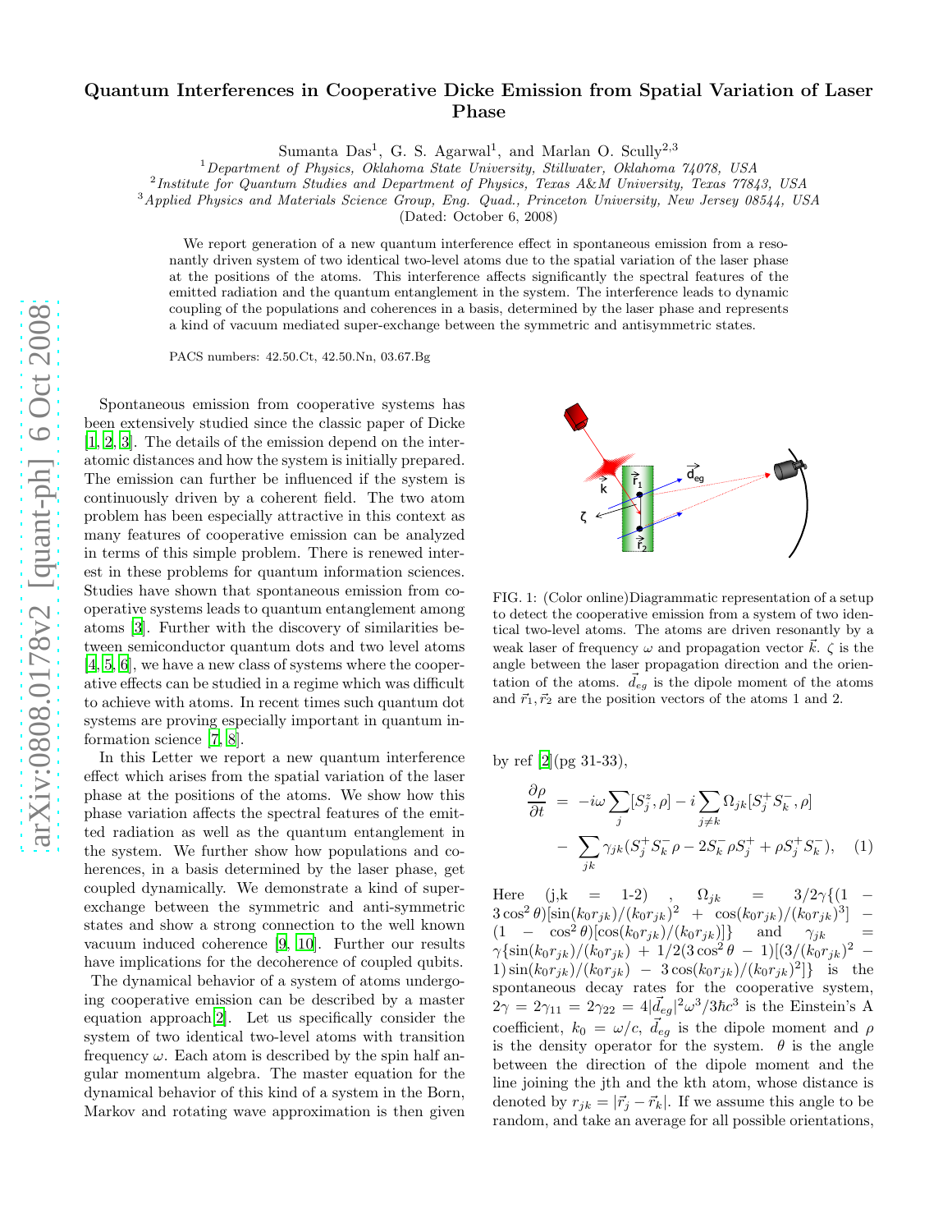# Quantum Interferences in Cooperative Dicke Emission from Spatial Variation of Laser Phase

Sumanta Das[1], G. S. Agarwal[1], and Marlan O. Scully[2,3]

[1] *Department of Physics, Oklahoma State University, Stillwater, Oklahoma 74078, USA*
[2] *Institute for Quantum Studies and Department of Physics, Texas A&M University, Texas 77843, USA*
[3] *Applied Physics and Materials Science Group, Eng. Quad., Princeton University, New Jersey 08544, USA*

(Dated: October 6, 2008)

We report generation of a new quantum interference effect in spontaneous emission from a resonantly driven system of two identical two-level atoms due to the spatial variation of the laser phase at the positions of the atoms. This interference affects significantly the spectral features of the emitted radiation and the quantum entanglement in the system. The interference leads to dynamic coupling of the populations and coherences in a basis, determined by the laser phase and represents a kind of vacuum mediated super-exchange between the symmetric and antisymmetric states.

PACS numbers: 42.50.Ct, 42.50.Nn, 03.67.Bg

Spontaneous emission from cooperative systems has been extensively studied since the classic paper of Dicke [1, 2, 3]. The details of the emission depend on the interatomic distances and how the system is initially prepared. The emission can further be influenced if the system is continuously driven by a coherent field. The two atom problem has been especially attractive in this context as many features of cooperative emission can be analyzed in terms of this simple problem. There is renewed interest in these problems for quantum information sciences. Studies have shown that spontaneous emission from cooperative systems leads to quantum entanglement among atoms [3]. Further with the discovery of similarities between semiconductor quantum dots and two level atoms [4, 5, 6], we have a new class of systems where the cooperative effects can be studied in a regime which was difficult to achieve with atoms. In recent times such quantum dot systems are proving especially important in quantum information science [7, 8].

In this Letter we report a new quantum interference effect which arises from the spatial variation of the laser phase at the positions of the atoms. We show how this phase variation affects the spectral features of the emitted radiation as well as the quantum entanglement in the system. We further show how populations and coherences, in a basis determined by the laser phase, get coupled dynamically. We demonstrate a kind of super-exchange between the symmetric and anti-symmetric states and show a strong connection to the well known vacuum induced coherence [9, 10]. Further our results have implications for the decoherence of coupled qubits.

The dynamical behavior of a system of atoms undergoing cooperative emission can be described by a master equation approach[2]. Let us specifically consider the system of two identical two-level atoms with transition frequency $\omega$. Each atom is described by the spin half angular momentum algebra. The master equation for the dynamical behavior of this kind of a system in the Born, Markov and rotating wave approximation is then given

FIG. 1: (Color online)Diagrammatic representation of a setup to detect the cooperative emission from a system of two identical two-level atoms. The atoms are driven resonantly by a weak laser of frequency $\omega$ and propagation vector $\vec{k}$. $\zeta$ is the angle between the laser propagation direction and the orientation of the atoms. $\vec{d}_{eg}$ is the dipole moment of the atoms and $\vec{r}_1, \vec{r}_2$ are the position vectors of the atoms 1 and 2.

by ref [2](pg 31-33),

$$\frac{\partial \rho}{\partial t} = -i\omega \sum_j [S_j^z, \rho] - i \sum_{j \neq k} \Omega_{jk} [S_j^+ S_k^-, \rho] - \sum_{jk} \gamma_{jk} (S_j^+ S_k^- \rho - 2 S_k^- \rho S_j^+ + \rho S_j^+ S_k^-), \quad (1)$$

Here (j,k = 1-2) , $\Omega_{jk} = 3/2\gamma\{(1 - 3\cos^2\theta)[\sin(k_0 r_{jk})/(k_0 r_{jk})^2 + \cos(k_0 r_{jk})/(k_0 r_{jk})^3] - (1 - \cos^2\theta)[\cos(k_0 r_{jk})/(k_0 r_{jk})]\}$ and $\gamma_{jk} = \gamma\{\sin(k_0 r_{jk})/(k_0 r_{jk}) + 1/2(3\cos^2\theta - 1)[(3/(k_0 r_{jk})^2 - 1)\sin(k_0 r_{jk})/(k_0 r_{jk}) - 3\cos(k_0 r_{jk})/(k_0 r_{jk})^2]\}$ is the spontaneous decay rates for the cooperative system, $2\gamma = 2\gamma_{11} = 2\gamma_{22} = 4|\vec{d}_{eg}|^2\omega^3/3\hbar c^3$ is the Einstein's A coefficient, $k_0 = \omega/c$, $\vec{d}_{eg}$ is the dipole moment and $\rho$ is the density operator for the system. $\theta$ is the angle between the direction of the dipole moment and the line joining the jth and the kth atom, whose distance is denoted by $r_{jk} = |\vec{r}_j - \vec{r}_k|$. If we assume this angle to be random, and take an average for all possible orientations,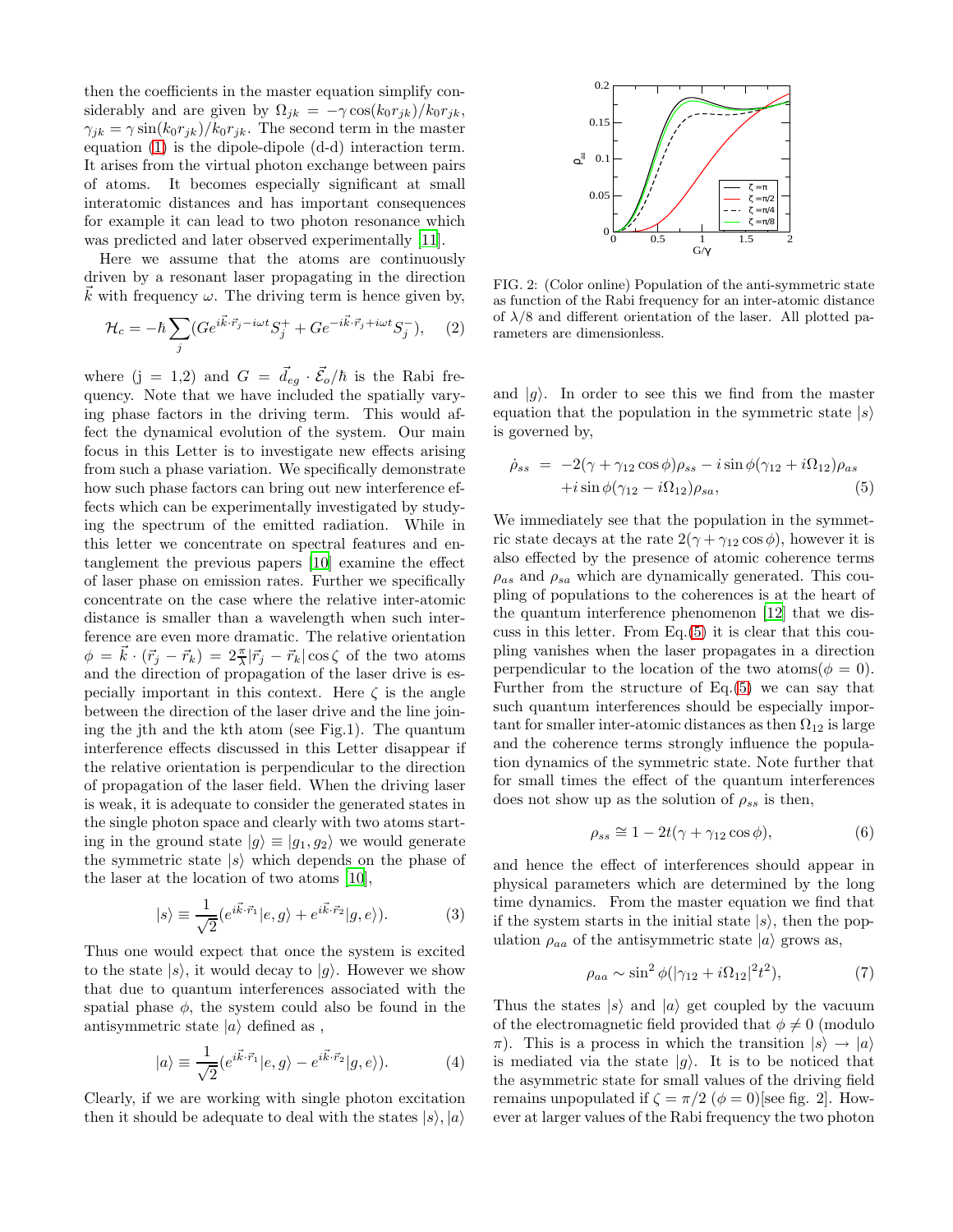then the coefficients in the master equation simplify considerably and are given by $\Omega_{jk} = -\gamma \cos(k_0 r_{jk})/k_0 r_{jk}$, $\gamma_{jk} = \gamma \sin(k_0 r_{jk})/k_0 r_{jk}$. The second term in the master equation (1) is the dipole-dipole (d-d) interaction term. It arises from the virtual photon exchange between pairs of atoms. It becomes especially significant at small interatomic distances and has important consequences for example it can lead to two photon resonance which was predicted and later observed experimentally [11].

Here we assume that the atoms are continuously driven by a resonant laser propagating in the direction $\vec{k}$ with frequency $\omega$. The driving term is hence given by,

$$\mathcal{H}_c = -\hbar \sum_j (G e^{i\vec{k}\cdot\vec{r}_j - i\omega t} S_j^+ + G e^{-i\vec{k}\cdot\vec{r}_j + i\omega t} S_j^-), \quad (2)$$

where (j = 1,2) and $G = \vec{d}_{eg} \cdot \vec{\mathcal{E}}_o/\hbar$ is the Rabi frequency. Note that we have included the spatially varying phase factors in the driving term. This would affect the dynamical evolution of the system. Our main focus in this Letter is to investigate new effects arising from such a phase variation. We specifically demonstrate how such phase factors can bring out new interference effects which can be experimentally investigated by studying the spectrum of the emitted radiation. While in this letter we concentrate on spectral features and entanglement the previous papers [10] examine the effect of laser phase on emission rates. Further we specifically concentrate on the case where the relative inter-atomic distance is smaller than a wavelength when such interference are even more dramatic. The relative orientation $\phi = \vec{k} \cdot (\vec{r}_j - \vec{r}_k) = 2\frac{\pi}{\lambda}|\vec{r}_j - \vec{r}_k| \cos\zeta$ of the two atoms and the direction of propagation of the laser drive is especially important in this context. Here $\zeta$ is the angle between the direction of the laser drive and the line joining the jth and the kth atom (see Fig.1). The quantum interference effects discussed in this Letter disappear if the relative orientation is perpendicular to the direction of propagation of the laser field. When the driving laser is weak, it is adequate to consider the generated states in the single photon space and clearly with two atoms starting in the ground state $|g\rangle \equiv |g_1, g_2\rangle$ we would generate the symmetric state $|s\rangle$ which depends on the phase of the laser at the location of two atoms [10],

$$|s\rangle \equiv \frac{1}{\sqrt{2}}(e^{i\vec{k}\cdot\vec{r}_1}|e, g\rangle + e^{i\vec{k}\cdot\vec{r}_2}|g, e\rangle). \quad (3)$$

Thus one would expect that once the system is excited to the state $|s\rangle$, it would decay to $|g\rangle$. However we show that due to quantum interferences associated with the spatial phase $\phi$, the system could also be found in the antisymmetric state $|a\rangle$ defined as ,

$$|a\rangle \equiv \frac{1}{\sqrt{2}}(e^{i\vec{k}\cdot\vec{r}_1}|e, g\rangle - e^{i\vec{k}\cdot\vec{r}_2}|g, e\rangle). \quad (4)$$

Clearly, if we are working with single photon excitation then it should be adequate to deal with the states $|s\rangle$, $|a\rangle$ and $|g\rangle$. In order to see this we find from the master equation that the population in the symmetric state $|s\rangle$ is governed by,

$$\dot{\rho}_{ss} = -2(\gamma + \gamma_{12}\cos\phi)\rho_{ss} - i\sin\phi(\gamma_{12} + i\Omega_{12})\rho_{as} + i\sin\phi(\gamma_{12} - i\Omega_{12})\rho_{sa}, \quad (5)$$

We immediately see that the population in the symmetric state decays at the rate $2(\gamma + \gamma_{12}\cos\phi)$, however it is also effected by the presence of atomic coherence terms $\rho_{as}$ and $\rho_{sa}$ which are dynamically generated. This coupling of populations to the coherences is at the heart of the quantum interference phenomenon [12] that we discuss in this letter. From Eq.(5) it is clear that this coupling vanishes when the laser propagates in a direction perpendicular to the location of the two atoms($\phi = 0$). Further from the structure of Eq.(5) we can say that such quantum interferences should be especially important for smaller inter-atomic distances as then $\Omega_{12}$ is large and the coherence terms strongly influence the population dynamics of the symmetric state. Note further that for small times the effect of the quantum interferences does not show up as the solution of $\rho_{ss}$ is then,

$$\rho_{ss} \cong 1 - 2t(\gamma + \gamma_{12}\cos\phi), \quad (6)$$

and hence the effect of interferences should appear in physical parameters which are determined by the long time dynamics. From the master equation we find that if the system starts in the initial state $|s\rangle$, then the population $\rho_{aa}$ of the antisymmetric state $|a\rangle$ grows as,

$$\rho_{aa} \sim \sin^2\phi(|\gamma_{12} + i\Omega_{12}|^2 t^2), \quad (7)$$

Thus the states $|s\rangle$ and $|a\rangle$ get coupled by the vacuum of the electromagnetic field provided that $\phi \neq 0$ (modulo $\pi$). This is a process in which the transition $|s\rangle \rightarrow |a\rangle$ is mediated via the state $|g\rangle$. It is to be noticed that the asymmetric state for small values of the driving field remains unpopulated if $\zeta = \pi/2$ ($\phi = 0$)[see fig. 2]. However at larger values of the Rabi frequency the two photon

FIG. 2: (Color online) Population of the anti-symmetric state as function of the Rabi frequency for an inter-atomic distance of $\lambda/8$ and different orientation of the laser. All plotted parameters are dimensionless.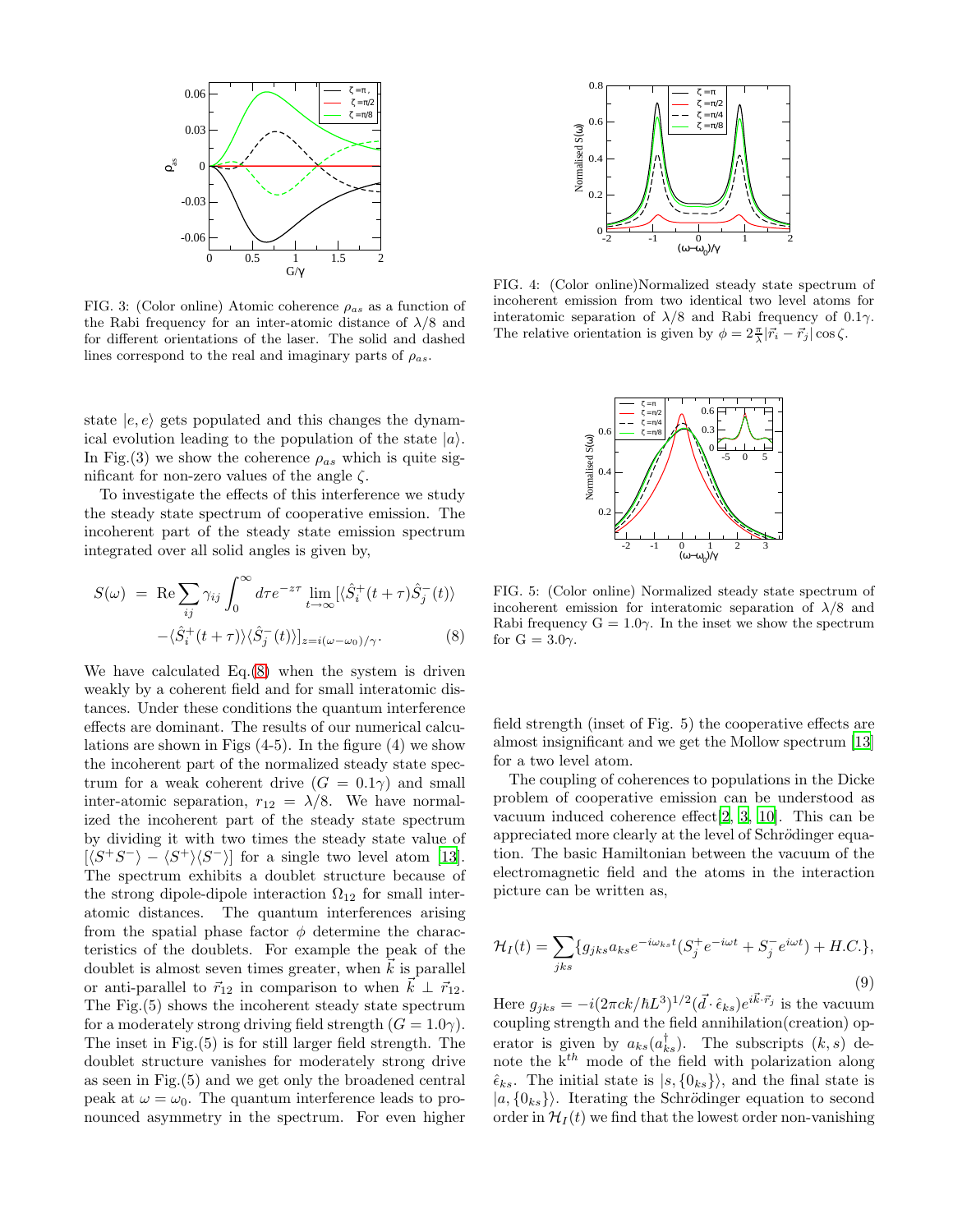FIG. 3: (Color online) Atomic coherence $\rho_{as}$ as a function of the Rabi frequency for an inter-atomic distance of $\lambda/8$ and for different orientations of the laser. The solid and dashed lines correspond to the real and imaginary parts of $\rho_{as}$.

FIG. 4: (Color online)Normalized steady state spectrum of incoherent emission from two identical two level atoms for interatomic separation of $\lambda/8$ and Rabi frequency of $0.1\gamma$. The relative orientation is given by $\phi = 2\frac{\pi}{\lambda}|\vec{r}_i - \vec{r}_j|\cos\zeta$.

FIG. 5: (Color online) Normalized steady state spectrum of incoherent emission for interatomic separation of $\lambda/8$ and Rabi frequency $\mathrm{G} = 1.0\gamma$. In the inset we show the spectrum for $\mathrm{G} = 3.0\gamma$.

state $|e, e\rangle$ gets populated and this changes the dynamical evolution leading to the population of the state $|a\rangle$. In Fig.(3) we show the coherence $\rho_{as}$ which is quite significant for non-zero values of the angle $\zeta$.

To investigate the effects of this interference we study the steady state spectrum of cooperative emission. The incoherent part of the steady state emission spectrum integrated over all solid angles is given by,

$$
S(\omega) = \mathrm{Re}\sum_{ij}\gamma_{ij}\int_0^\infty d\tau e^{-z\tau}\lim_{t\to\infty}[\langle\hat{S}_i^+(t+\tau)\hat{S}_j^-(t)\rangle - \langle\hat{S}_i^+(t+\tau)\rangle\langle\hat{S}_j^-(t)\rangle]_{z=i(\omega-\omega_0)/\gamma}. \quad (8)
$$

We have calculated Eq.(8) when the system is driven weakly by a coherent field and for small interatomic distances. Under these conditions the quantum interference effects are dominant. The results of our numerical calculations are shown in Figs (4-5). In the figure (4) we show the incoherent part of the normalized steady state spectrum for a weak coherent drive ($G = 0.1\gamma$) and small inter-atomic separation, $r_{12} = \lambda/8$. We have normalized the incoherent part of the steady state spectrum by dividing it with two times the steady state value of $[\langle S^+S^-\rangle - \langle S^+\rangle\langle S^-\rangle]$ for a single two level atom [13]. The spectrum exhibits a doublet structure because of the strong dipole-dipole interaction $\Omega_{12}$ for small interatomic distances. The quantum interferences arising from the spatial phase factor $\phi$ determine the characteristics of the doublets. For example the peak of the doublet is almost seven times greater, when $\vec{k}$ is parallel or anti-parallel to $\vec{r}_{12}$ in comparison to when $\vec{k} \perp \vec{r}_{12}$. The Fig.(5) shows the incoherent steady state spectrum for a moderately strong driving field strength ($G = 1.0\gamma$). The inset in Fig.(5) is for still larger field strength. The doublet structure vanishes for moderately strong drive as seen in Fig.(5) and we get only the broadened central peak at $\omega = \omega_0$. The quantum interference leads to pronounced asymmetry in the spectrum. For even higher field strength (inset of Fig. 5) the cooperative effects are almost insignificant and we get the Mollow spectrum [13] for a two level atom.

The coupling of coherences to populations in the Dicke problem of cooperative emission can be understood as vacuum induced coherence effect[2, 3, 10]. This can be appreciated more clearly at the level of Schrödinger equation. The basic Hamiltonian between the vacuum of the electromagnetic field and the atoms in the interaction picture can be written as,

$$
\mathcal{H}_I(t) = \sum_{jks}\{g_{jks}a_{ks}e^{-i\omega_{ks}t}(S_j^+e^{-i\omega t} + S_j^-e^{i\omega t}) + H.C.\}, \quad (9)
$$

Here $g_{jks} = -i(2\pi ck/\hbar L^3)^{1/2}(\vec{d}\cdot\hat{\epsilon}_{ks})e^{i\vec{k}\cdot\vec{r}_j}$ is the vacuum coupling strength and the field annihilation(creation) operator is given by $a_{ks}(a_{ks}^\dagger)$. The subscripts $(k, s)$ denote the $\mathrm{k}^{th}$ mode of the field with polarization along $\hat{\epsilon}_{ks}$. The initial state is $|s, \{0_{ks}\}\rangle$, and the final state is $|a, \{0_{ks}\}\rangle$. Iterating the Schrödinger equation to second order in $\mathcal{H}_I(t)$ we find that the lowest order non-vanishing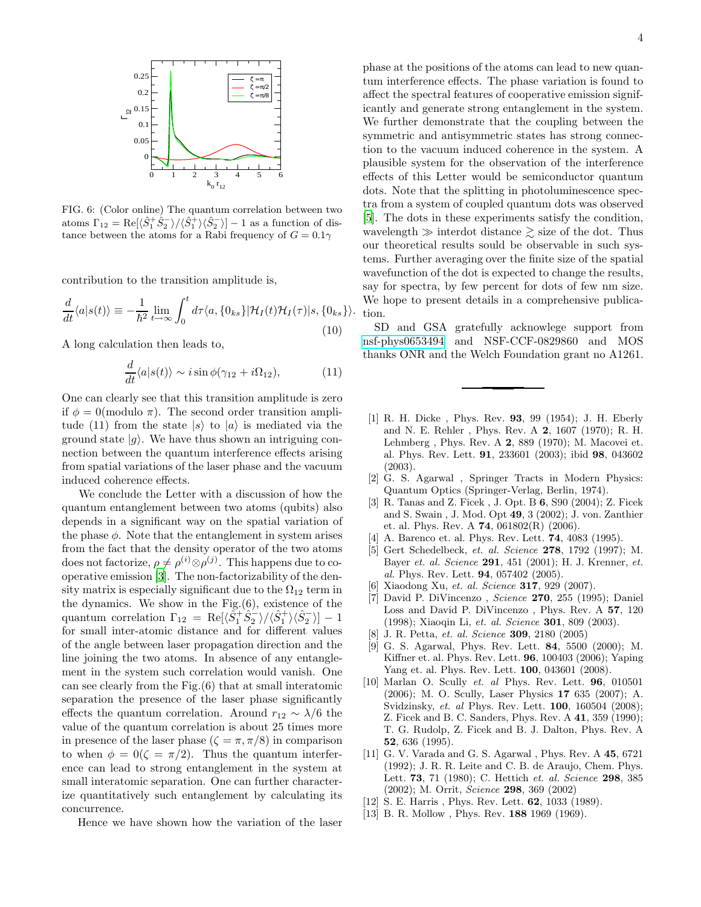0.25

0.2

0.15

0.1

0.05

0

$\Gamma_{12}$

0 1 2 3 4 5 6

$k_0 r_{12}$

ζ =π

ζ =π/2

ζ =π/8

FIG. 6: (Color online) The quantum correlation between two atoms $\Gamma_{12} = \text{Re}[\langle \hat{S}_1^+ \hat{S}_2^- \rangle / \langle \hat{S}_1^+ \rangle \langle \hat{S}_2^- \rangle] - 1$ as a function of distance between the atoms for a Rabi frequency of $G = 0.1\gamma$

contribution to the transition amplitude is,

$$\frac{d}{dt}\langle a|s(t)\rangle \equiv -\frac{1}{\hbar^2}\lim_{t\to\infty}\int_0^t d\tau \langle a, \{0_{ks}\}|\mathcal{H}_I(t)\mathcal{H}_I(\tau)|s, \{0_{ks}\}\rangle. \tag{10}$$

A long calculation then leads to,

$$\frac{d}{dt}\langle a|s(t)\rangle \sim i\sin\phi(\gamma_{12} + i\Omega_{12}), \tag{11}$$

One can clearly see that this transition amplitude is zero if $\phi = 0$(modulo $\pi$). The second order transition amplitude (11) from the state $|s\rangle$ to $|a\rangle$ is mediated via the ground state $|g\rangle$. We have thus shown an intriguing connection between the quantum interference effects arising from spatial variations of the laser phase and the vacuum induced coherence effects.

We conclude the Letter with a discussion of how the quantum entanglement between two atoms (qubits) also depends in a significant way on the spatial variation of the phase $\phi$. Note that the entanglement in system arises from the fact that the density operator of the two atoms does not factorize, $\rho \neq \rho^{(i)} \otimes \rho^{(j)}$. This happens due to cooperative emission [3]. The non-factorizability of the density matrix is especially significant due to the $\Omega_{12}$ term in the dynamics. We show in the Fig.(6), existence of the quantum correlation $\Gamma_{12} = \text{Re}[\langle \hat{S}_1^+ \hat{S}_2^- \rangle / \langle \hat{S}_1^+ \rangle \langle \hat{S}_2^- \rangle] - 1$ for small inter-atomic distance and for different values of the angle between laser propagation direction and the line joining the two atoms. In absence of any entanglement in the system such correlation would vanish. One can see clearly from the Fig.(6) that at small interatomic separation the presence of the laser phase significantly effects the quantum correlation. Around $r_{12} \sim \lambda/6$ the value of the quantum correlation is about 25 times more in presence of the laser phase ($\zeta = \pi, \pi/8$) in comparison to when $\phi = 0(\zeta = \pi/2)$. Thus the quantum interference can lead to strong entanglement in the system at small interatomic separation. One can further characterize quantitatively such entanglement by calculating its concurrence.

Hence we have shown how the variation of the laser phase at the positions of the atoms can lead to new quantum interference effects. The phase variation is found to affect the spectral features of cooperative emission significantly and generate strong entanglement in the system. We further demonstrate that the coupling between the symmetric and antisymmetric states has strong connection to the vacuum induced coherence in the system. A plausible system for the observation of the interference effects of this Letter would be semiconductor quantum dots. Note that the splitting in photoluminescence spectra from a system of coupled quantum dots was observed [5]. The dots in these experiments satisfy the condition, wavelength $\gg$ interdot distance $\gtrsim$ size of the dot. Thus our theoretical results sould be observable in such systems. Further averaging over the finite size of the spatial wavefunction of the dot is expected to change the results, say for spectra, by few percent for dots of few nm size. We hope to present details in a comprehensive publication.

SD and GSA gratefully acknowlege support from nsf-phys0653494 and NSF-CCF-0829860 and MOS thanks ONR and the Welch Foundation grant no A1261.

---

[1] R. H. Dicke , Phys. Rev. **93**, 99 (1954); J. H. Eberly and N. E. Rehler , Phys. Rev. A **2**, 1607 (1970); R. H. Lehmberg , Phys. Rev. A **2**, 889 (1970); M. Macovei et. al. Phys. Rev. Lett. **91**, 233601 (2003); ibid **98**, 043602 (2003).

[2] G. S. Agarwal , Springer Tracts in Modern Physics: Quantum Optics (Springer-Verlag, Berlin, 1974).

[3] R. Tanas and Z. Ficek , J. Opt. B **6**, S90 (2004); Z. Ficek and S. Swain , J. Mod. Opt **49**, 3 (2002); J. von. Zanthier et. al. Phys. Rev. A **74**, 061802(R) (2006).

[4] A. Barenco et. al. Phys. Rev. Lett. **74**, 4083 (1995).

[5] Gert Schedelbeck, *et. al. Science* **278**, 1792 (1997); M. Bayer *et. al. Science* **291**, 451 (2001); H. J. Krenner, *et. al.* Phys. Rev. Lett. **94**, 057402 (2005).

[6] Xiaodong Xu, *et. al. Science* **317**, 929 (2007).

[7] David P. DiVincenzo , *Science* **270**, 255 (1995); Daniel Loss and David P. DiVincenzo , Phys. Rev. A **57**, 120 (1998); Xiaoqin Li, *et. al. Science* **301**, 809 (2003).

[8] J. R. Petta, *et. al. Science* **309**, 2180 (2005)

[9] G. S. Agarwal, Phys. Rev. Lett. **84**, 5500 (2000); M. Kiffner et. al. Phys. Rev. Lett. **96**, 100403 (2006); Yaping Yang et. al. Phys. Rev. Lett. **100**, 043601 (2008).

[10] Marlan O. Scully *et. al* Phys. Rev. Lett. **96**, 010501 (2006); M. O. Scully, Laser Physics **17** 635 (2007); A. Svidzinsky, *et. al* Phys. Rev. Lett. **100**, 160504 (2008); Z. Ficek and B. C. Sanders, Phys. Rev. A **41**, 359 (1990); T. G. Rudolp, Z. Ficek and B. J. Dalton, Phys. Rev. A **52**, 636 (1995).

[11] G. V. Varada and G. S. Agarwal , Phys. Rev. A **45**, 6721 (1992); J. R. R. Leite and C. B. de Araujo, Chem. Phys. Lett. **73**, 71 (1980); C. Hettich *et. al. Science* **298**, 385 (2002); M. Orrit, *Science* **298**, 369 (2002)

[12] S. E. Harris , Phys. Rev. Lett. **62**, 1033 (1989).

[13] B. R. Mollow , Phys. Rev. **188** 1969 (1969).